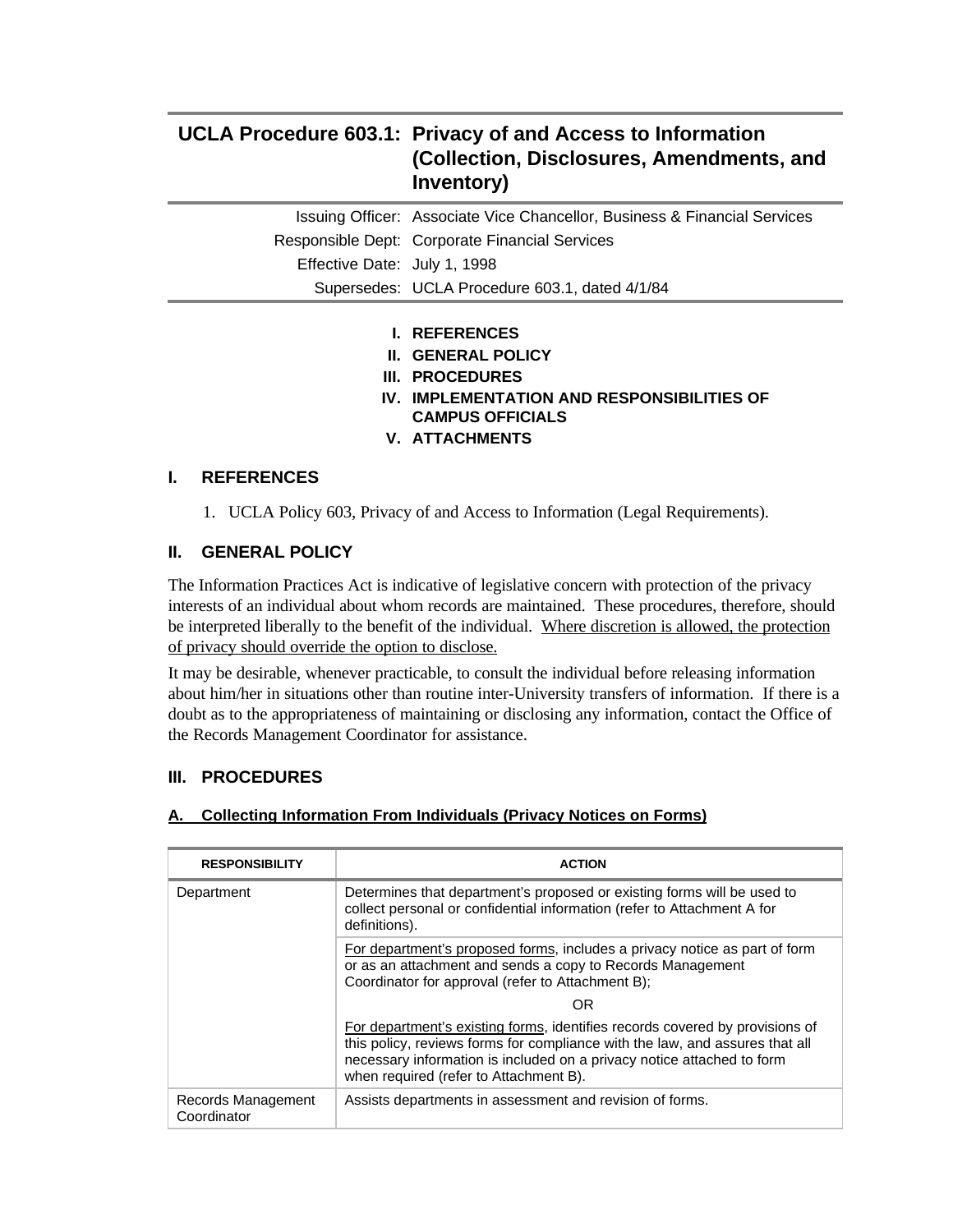# UCLA Procedure 603.1: Privacy of and Access to Information (Collection, Disclosures, Amendments, and Inventory)

Issuing Officer: Associate Vice Chancellor, Business & Financial Services
Responsible Dept: Corporate Financial Services
Effective Date: July 1, 1998
Supersedes: UCLA Procedure 603.1, dated 4/1/84

- **I. REFERENCES**
- **II. GENERAL POLICY**
- **III. PROCEDURES**
- **IV. IMPLEMENTATION AND RESPONSIBILITIES OF CAMPUS OFFICIALS**
- **V. ATTACHMENTS**

## I. REFERENCES

1. UCLA Policy 603, Privacy of and Access to Information (Legal Requirements).

## II. GENERAL POLICY

The Information Practices Act is indicative of legislative concern with protection of the privacy interests of an individual about whom records are maintained. These procedures, therefore, should be interpreted liberally to the benefit of the individual. <u>Where discretion is allowed, the protection of privacy should override the option to disclose.</u>

It may be desirable, whenever practicable, to consult the individual before releasing information about him/her in situations other than routine inter-University transfers of information. If there is a doubt as to the appropriateness of maintaining or disclosing any information, contact the Office of the Records Management Coordinator for assistance.

## III. PROCEDURES

### A. Collecting Information From Individuals (Privacy Notices on Forms)

| RESPONSIBILITY | ACTION |
|---|---|
| Department | Determines that department's proposed or existing forms will be used to collect personal or confidential information (refer to Attachment A for definitions). |
| | <u>For department's proposed forms</u>, includes a privacy notice as part of form or as an attachment and sends a copy to Records Management Coordinator for approval (refer to Attachment B);<br><br>OR<br><br><u>For department's existing forms</u>, identifies records covered by provisions of this policy, reviews forms for compliance with the law, and assures that all necessary information is included on a privacy notice attached to form when required (refer to Attachment B). |
| Records Management Coordinator | Assists departments in assessment and revision of forms. |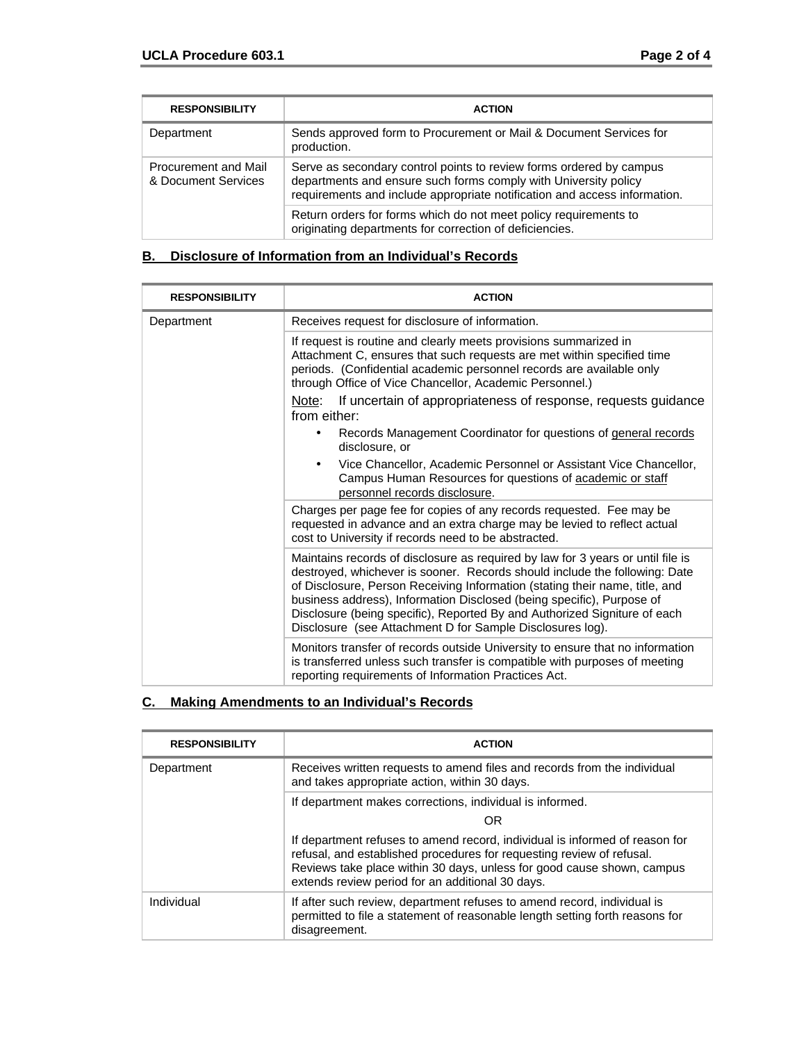| RESPONSIBILITY | ACTION |
|---|---|
| Department | Sends approved form to Procurement or Mail & Document Services for production. |
| Procurement and Mail & Document Services | Serve as secondary control points to review forms ordered by campus departments and ensure such forms comply with University policy requirements and include appropriate notification and access information. |
| | Return orders for forms which do not meet policy requirements to originating departments for correction of deficiencies. |

## B. Disclosure of Information from an Individual's Records

| RESPONSIBILITY | ACTION |
|---|---|
| Department | Receives request for disclosure of information. |
| | If request is routine and clearly meets provisions summarized in Attachment C, ensures that such requests are met within specified time periods. (Confidential academic personnel records are available only through Office of Vice Chancellor, Academic Personnel.)<br><br>Note: If uncertain of appropriateness of response, requests guidance from either:<br>• Records Management Coordinator for questions of general records disclosure, or<br>• Vice Chancellor, Academic Personnel or Assistant Vice Chancellor, Campus Human Resources for questions of academic or staff personnel records disclosure. |
| | Charges per page fee for copies of any records requested. Fee may be requested in advance and an extra charge may be levied to reflect actual cost to University if records need to be abstracted. |
| | Maintains records of disclosure as required by law for 3 years or until file is destroyed, whichever is sooner. Records should include the following: Date of Disclosure, Person Receiving Information (stating their name, title, and business address), Information Disclosed (being specific), Purpose of Disclosure (being specific), Reported By and Authorized Signiture of each Disclosure (see Attachment D for Sample Disclosures log). |
| | Monitors transfer of records outside University to ensure that no information is transferred unless such transfer is compatible with purposes of meeting reporting requirements of Information Practices Act. |

## C. Making Amendments to an Individual's Records

| RESPONSIBILITY | ACTION |
|---|---|
| Department | Receives written requests to amend files and records from the individual and takes appropriate action, within 30 days. |
| | If department makes corrections, individual is informed.<br><br>OR<br><br>If department refuses to amend record, individual is informed of reason for refusal, and established procedures for requesting review of refusal. Reviews take place within 30 days, unless for good cause shown, campus extends review period for an additional 30 days. |
| Individual | If after such review, department refuses to amend record, individual is permitted to file a statement of reasonable length setting forth reasons for disagreement. |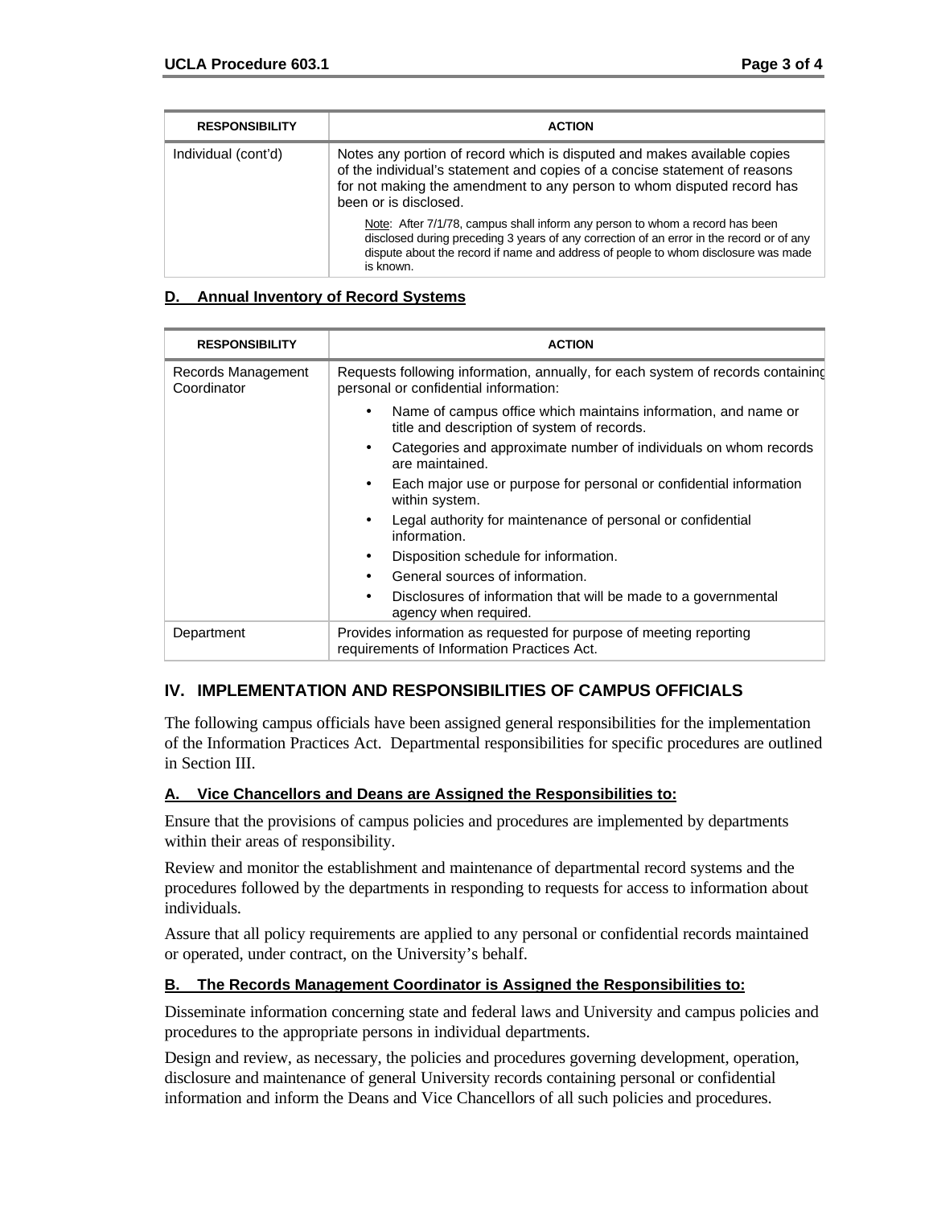| RESPONSIBILITY | ACTION |
|---|---|
| Individual (cont'd) | Notes any portion of record which is disputed and makes available copies of the individual's statement and copies of a concise statement of reasons for not making the amendment to any person to whom disputed record has been or is disclosed.<br><br>Note: After 7/1/78, campus shall inform any person to whom a record has been disclosed during preceding 3 years of any correction of an error in the record or of any dispute about the record if name and address of people to whom disclosure was made is known. |

### D. Annual Inventory of Record Systems

| RESPONSIBILITY | ACTION |
|---|---|
| Records Management Coordinator | Requests following information, annually, for each system of records containing personal or confidential information:<br>• Name of campus office which maintains information, and name or title and description of system of records.<br>• Categories and approximate number of individuals on whom records are maintained.<br>• Each major use or purpose for personal or confidential information within system.<br>• Legal authority for maintenance of personal or confidential information.<br>• Disposition schedule for information.<br>• General sources of information.<br>• Disclosures of information that will be made to a governmental agency when required. |
| Department | Provides information as requested for purpose of meeting reporting requirements of Information Practices Act. |

## IV. IMPLEMENTATION AND RESPONSIBILITIES OF CAMPUS OFFICIALS

The following campus officials have been assigned general responsibilities for the implementation of the Information Practices Act. Departmental responsibilities for specific procedures are outlined in Section III.

### A. Vice Chancellors and Deans are Assigned the Responsibilities to:

Ensure that the provisions of campus policies and procedures are implemented by departments within their areas of responsibility.

Review and monitor the establishment and maintenance of departmental record systems and the procedures followed by the departments in responding to requests for access to information about individuals.

Assure that all policy requirements are applied to any personal or confidential records maintained or operated, under contract, on the University's behalf.

### B. The Records Management Coordinator is Assigned the Responsibilities to:

Disseminate information concerning state and federal laws and University and campus policies and procedures to the appropriate persons in individual departments.

Design and review, as necessary, the policies and procedures governing development, operation, disclosure and maintenance of general University records containing personal or confidential information and inform the Deans and Vice Chancellors of all such policies and procedures.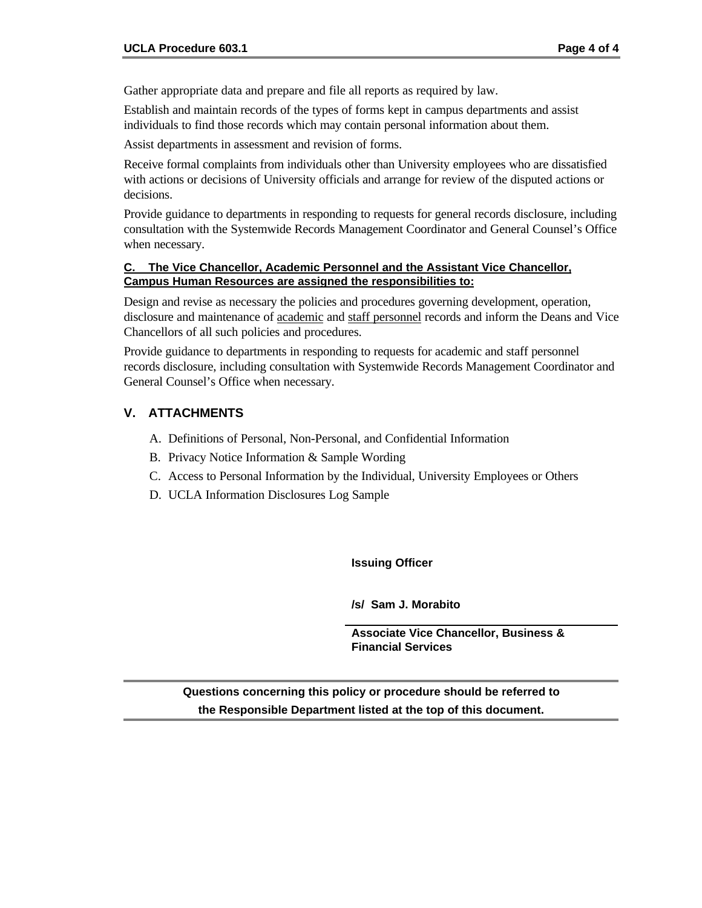Gather appropriate data and prepare and file all reports as required by law.

Establish and maintain records of the types of forms kept in campus departments and assist individuals to find those records which may contain personal information about them.

Assist departments in assessment and revision of forms.

Receive formal complaints from individuals other than University employees who are dissatisfied with actions or decisions of University officials and arrange for review of the disputed actions or decisions.

Provide guidance to departments in responding to requests for general records disclosure, including consultation with the Systemwide Records Management Coordinator and General Counsel's Office when necessary.

**C. The Vice Chancellor, Academic Personnel and the Assistant Vice Chancellor, Campus Human Resources are assigned the responsibilities to:**

Design and revise as necessary the policies and procedures governing development, operation, disclosure and maintenance of academic and staff personnel records and inform the Deans and Vice Chancellors of all such policies and procedures.

Provide guidance to departments in responding to requests for academic and staff personnel records disclosure, including consultation with Systemwide Records Management Coordinator and General Counsel's Office when necessary.

## V. ATTACHMENTS

A. Definitions of Personal, Non-Personal, and Confidential Information
B. Privacy Notice Information & Sample Wording
C. Access to Personal Information by the Individual, University Employees or Others
D. UCLA Information Disclosures Log Sample

**Issuing Officer**

**/s/ Sam J. Morabito**

**Associate Vice Chancellor, Business & Financial Services**

**Questions concerning this policy or procedure should be referred to the Responsible Department listed at the top of this document.**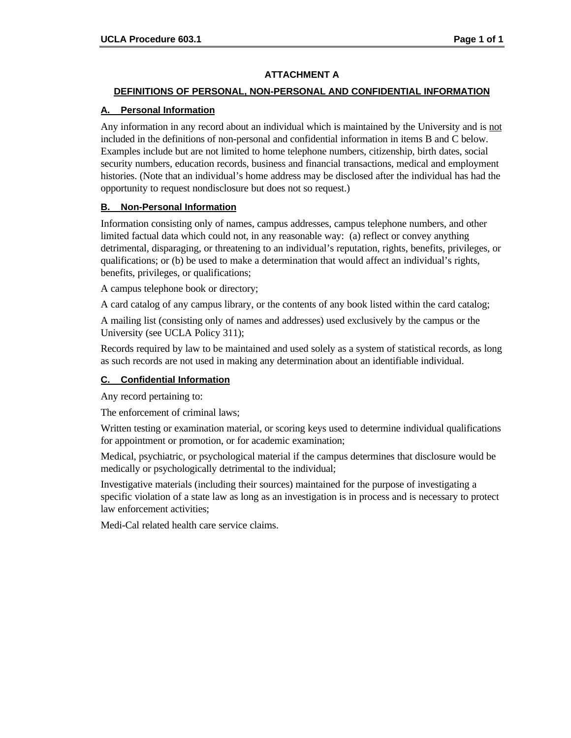## ATTACHMENT A

## DEFINITIONS OF PERSONAL, NON-PERSONAL AND CONFIDENTIAL INFORMATION

### A. Personal Information

Any information in any record about an individual which is maintained by the University and is not included in the definitions of non-personal and confidential information in items B and C below. Examples include but are not limited to home telephone numbers, citizenship, birth dates, social security numbers, education records, business and financial transactions, medical and employment histories. (Note that an individual's home address may be disclosed after the individual has had the opportunity to request nondisclosure but does not so request.)

### B. Non-Personal Information

Information consisting only of names, campus addresses, campus telephone numbers, and other limited factual data which could not, in any reasonable way: (a) reflect or convey anything detrimental, disparaging, or threatening to an individual's reputation, rights, benefits, privileges, or qualifications; or (b) be used to make a determination that would affect an individual's rights, benefits, privileges, or qualifications;

A campus telephone book or directory;

A card catalog of any campus library, or the contents of any book listed within the card catalog;

A mailing list (consisting only of names and addresses) used exclusively by the campus or the University (see UCLA Policy 311);

Records required by law to be maintained and used solely as a system of statistical records, as long as such records are not used in making any determination about an identifiable individual.

### C. Confidential Information

Any record pertaining to:

The enforcement of criminal laws;

Written testing or examination material, or scoring keys used to determine individual qualifications for appointment or promotion, or for academic examination;

Medical, psychiatric, or psychological material if the campus determines that disclosure would be medically or psychologically detrimental to the individual;

Investigative materials (including their sources) maintained for the purpose of investigating a specific violation of a state law as long as an investigation is in process and is necessary to protect law enforcement activities;

Medi-Cal related health care service claims.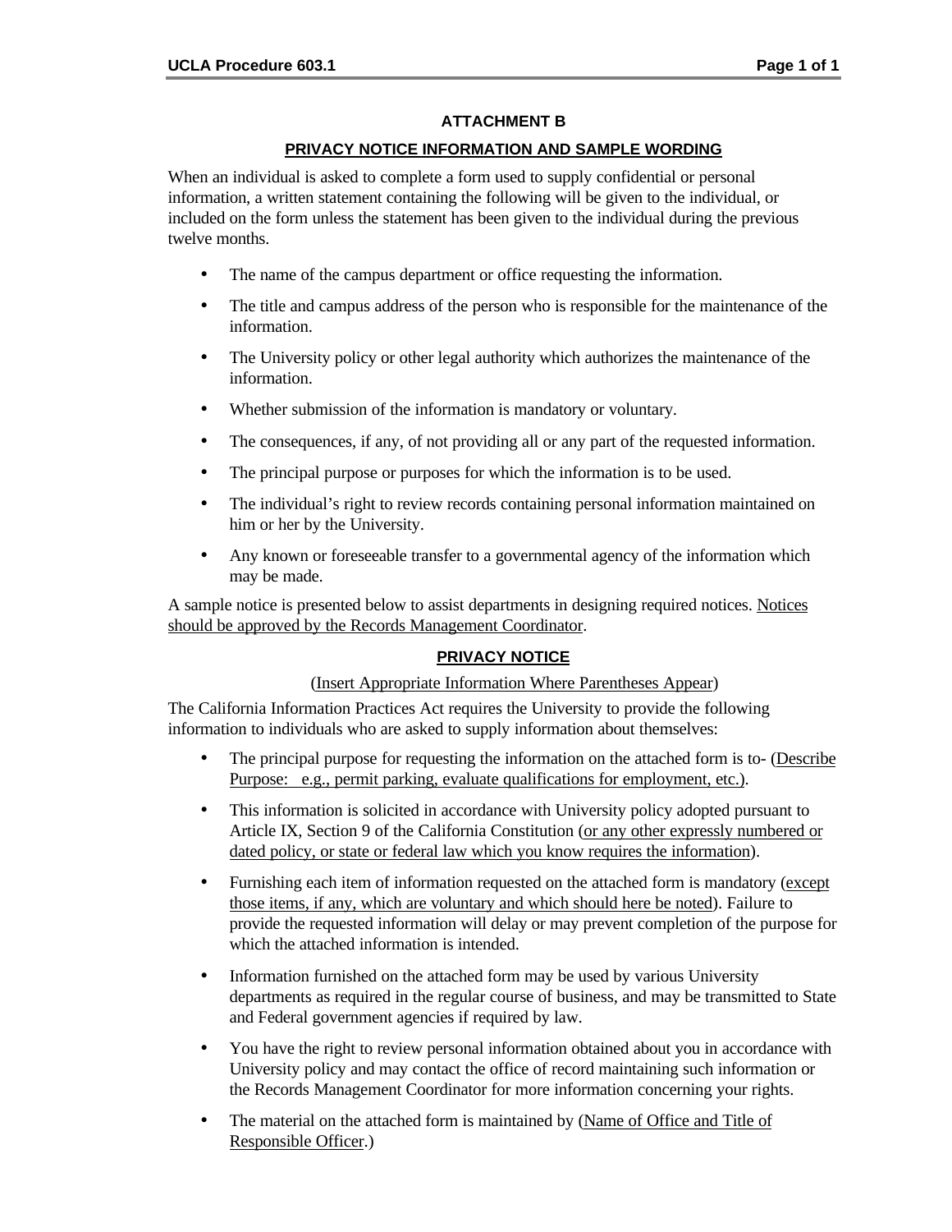## ATTACHMENT B

### PRIVACY NOTICE INFORMATION AND SAMPLE WORDING

When an individual is asked to complete a form used to supply confidential or personal information, a written statement containing the following will be given to the individual, or included on the form unless the statement has been given to the individual during the previous twelve months.

- The name of the campus department or office requesting the information.
- The title and campus address of the person who is responsible for the maintenance of the information.
- The University policy or other legal authority which authorizes the maintenance of the information.
- Whether submission of the information is mandatory or voluntary.
- The consequences, if any, of not providing all or any part of the requested information.
- The principal purpose or purposes for which the information is to be used.
- The individual's right to review records containing personal information maintained on him or her by the University.
- Any known or foreseeable transfer to a governmental agency of the information which may be made.

A sample notice is presented below to assist departments in designing required notices. Notices should be approved by the Records Management Coordinator.

### PRIVACY NOTICE

(Insert Appropriate Information Where Parentheses Appear)

The California Information Practices Act requires the University to provide the following information to individuals who are asked to supply information about themselves:

- The principal purpose for requesting the information on the attached form is to- (Describe Purpose: e.g., permit parking, evaluate qualifications for employment, etc.).
- This information is solicited in accordance with University policy adopted pursuant to Article IX, Section 9 of the California Constitution (or any other expressly numbered or dated policy, or state or federal law which you know requires the information).
- Furnishing each item of information requested on the attached form is mandatory (except those items, if any, which are voluntary and which should here be noted). Failure to provide the requested information will delay or may prevent completion of the purpose for which the attached information is intended.
- Information furnished on the attached form may be used by various University departments as required in the regular course of business, and may be transmitted to State and Federal government agencies if required by law.
- You have the right to review personal information obtained about you in accordance with University policy and may contact the office of record maintaining such information or the Records Management Coordinator for more information concerning your rights.
- The material on the attached form is maintained by (Name of Office and Title of Responsible Officer.)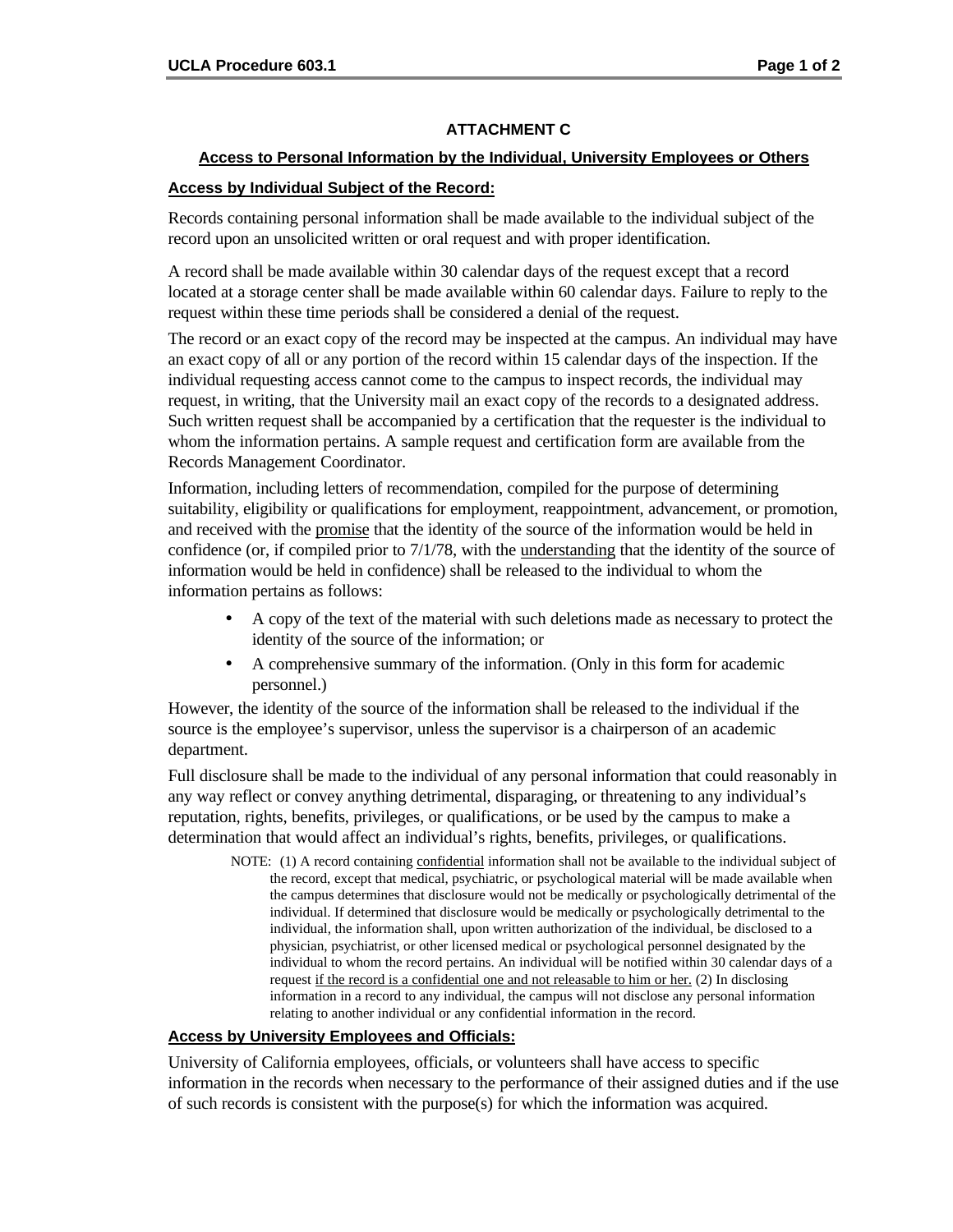## ATTACHMENT C

### Access to Personal Information by the Individual, University Employees or Others

### Access by Individual Subject of the Record:

Records containing personal information shall be made available to the individual subject of the record upon an unsolicited written or oral request and with proper identification.

A record shall be made available within 30 calendar days of the request except that a record located at a storage center shall be made available within 60 calendar days. Failure to reply to the request within these time periods shall be considered a denial of the request.

The record or an exact copy of the record may be inspected at the campus. An individual may have an exact copy of all or any portion of the record within 15 calendar days of the inspection. If the individual requesting access cannot come to the campus to inspect records, the individual may request, in writing, that the University mail an exact copy of the records to a designated address. Such written request shall be accompanied by a certification that the requester is the individual to whom the information pertains. A sample request and certification form are available from the Records Management Coordinator.

Information, including letters of recommendation, compiled for the purpose of determining suitability, eligibility or qualifications for employment, reappointment, advancement, or promotion, and received with the promise that the identity of the source of the information would be held in confidence (or, if compiled prior to 7/1/78, with the understanding that the identity of the source of information would be held in confidence) shall be released to the individual to whom the information pertains as follows:

- A copy of the text of the material with such deletions made as necessary to protect the identity of the source of the information; or
- A comprehensive summary of the information. (Only in this form for academic personnel.)

However, the identity of the source of the information shall be released to the individual if the source is the employee's supervisor, unless the supervisor is a chairperson of an academic department.

Full disclosure shall be made to the individual of any personal information that could reasonably in any way reflect or convey anything detrimental, disparaging, or threatening to any individual's reputation, rights, benefits, privileges, or qualifications, or be used by the campus to make a determination that would affect an individual's rights, benefits, privileges, or qualifications.

NOTE: (1) A record containing confidential information shall not be available to the individual subject of the record, except that medical, psychiatric, or psychological material will be made available when the campus determines that disclosure would not be medically or psychologically detrimental to the individual. If determined that disclosure would be medically or psychologically detrimental to the individual, the information shall, upon written authorization of the individual, be disclosed to a physician, psychiatrist, or other licensed medical or psychological personnel designated by the individual to whom the record pertains. An individual will be notified within 30 calendar days of a request if the record is a confidential one and not releasable to him or her. (2) In disclosing information in a record to any individual, the campus will not disclose any personal information relating to another individual or any confidential information in the record.

### Access by University Employees and Officials:

University of California employees, officials, or volunteers shall have access to specific information in the records when necessary to the performance of their assigned duties and if the use of such records is consistent with the purpose(s) for which the information was acquired.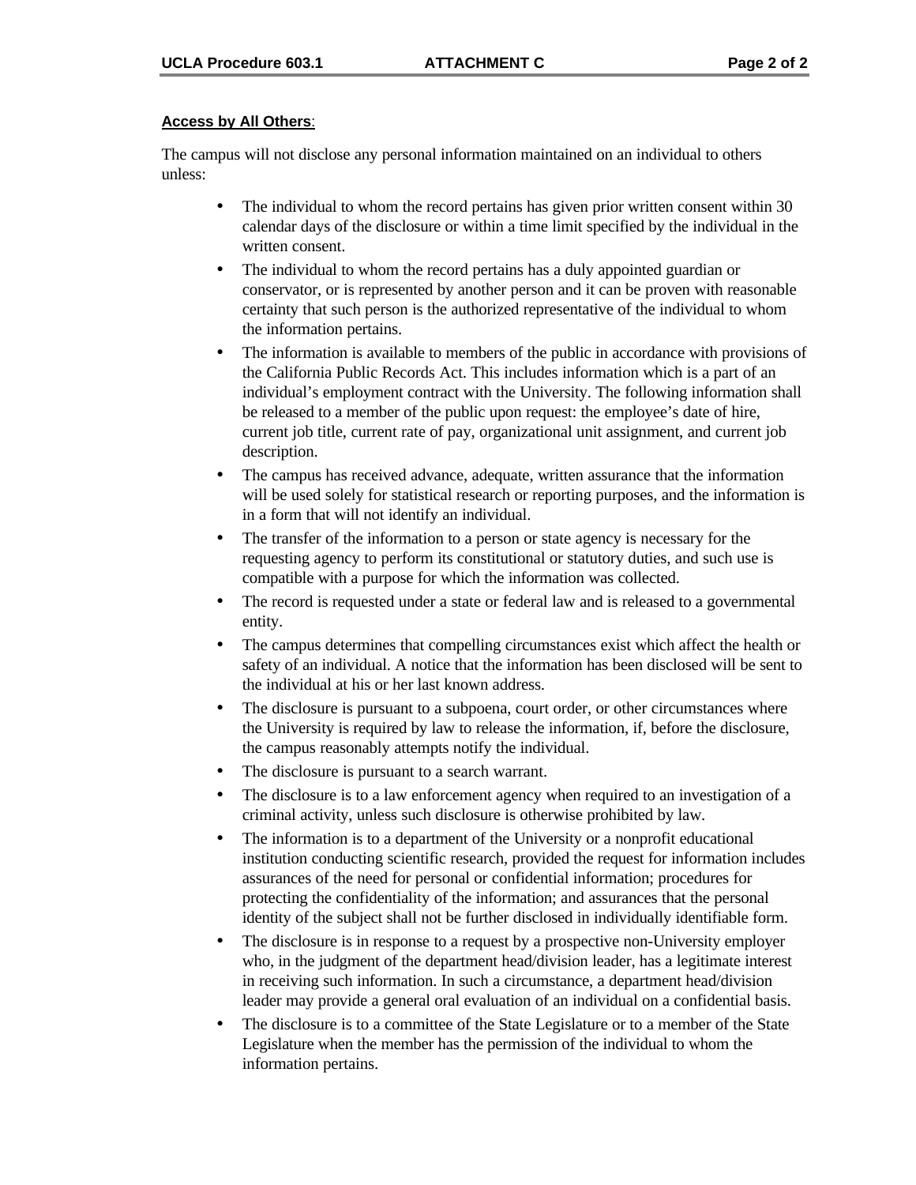**Access by All Others**:

The campus will not disclose any personal information maintained on an individual to others unless:

- The individual to whom the record pertains has given prior written consent within 30 calendar days of the disclosure or within a time limit specified by the individual in the written consent.
- The individual to whom the record pertains has a duly appointed guardian or conservator, or is represented by another person and it can be proven with reasonable certainty that such person is the authorized representative of the individual to whom the information pertains.
- The information is available to members of the public in accordance with provisions of the California Public Records Act. This includes information which is a part of an individual's employment contract with the University. The following information shall be released to a member of the public upon request: the employee's date of hire, current job title, current rate of pay, organizational unit assignment, and current job description.
- The campus has received advance, adequate, written assurance that the information will be used solely for statistical research or reporting purposes, and the information is in a form that will not identify an individual.
- The transfer of the information to a person or state agency is necessary for the requesting agency to perform its constitutional or statutory duties, and such use is compatible with a purpose for which the information was collected.
- The record is requested under a state or federal law and is released to a governmental entity.
- The campus determines that compelling circumstances exist which affect the health or safety of an individual. A notice that the information has been disclosed will be sent to the individual at his or her last known address.
- The disclosure is pursuant to a subpoena, court order, or other circumstances where the University is required by law to release the information, if, before the disclosure, the campus reasonably attempts notify the individual.
- The disclosure is pursuant to a search warrant.
- The disclosure is to a law enforcement agency when required to an investigation of a criminal activity, unless such disclosure is otherwise prohibited by law.
- The information is to a department of the University or a nonprofit educational institution conducting scientific research, provided the request for information includes assurances of the need for personal or confidential information; procedures for protecting the confidentiality of the information; and assurances that the personal identity of the subject shall not be further disclosed in individually identifiable form.
- The disclosure is in response to a request by a prospective non-University employer who, in the judgment of the department head/division leader, has a legitimate interest in receiving such information. In such a circumstance, a department head/division leader may provide a general oral evaluation of an individual on a confidential basis.
- The disclosure is to a committee of the State Legislature or to a member of the State Legislature when the member has the permission of the individual to whom the information pertains.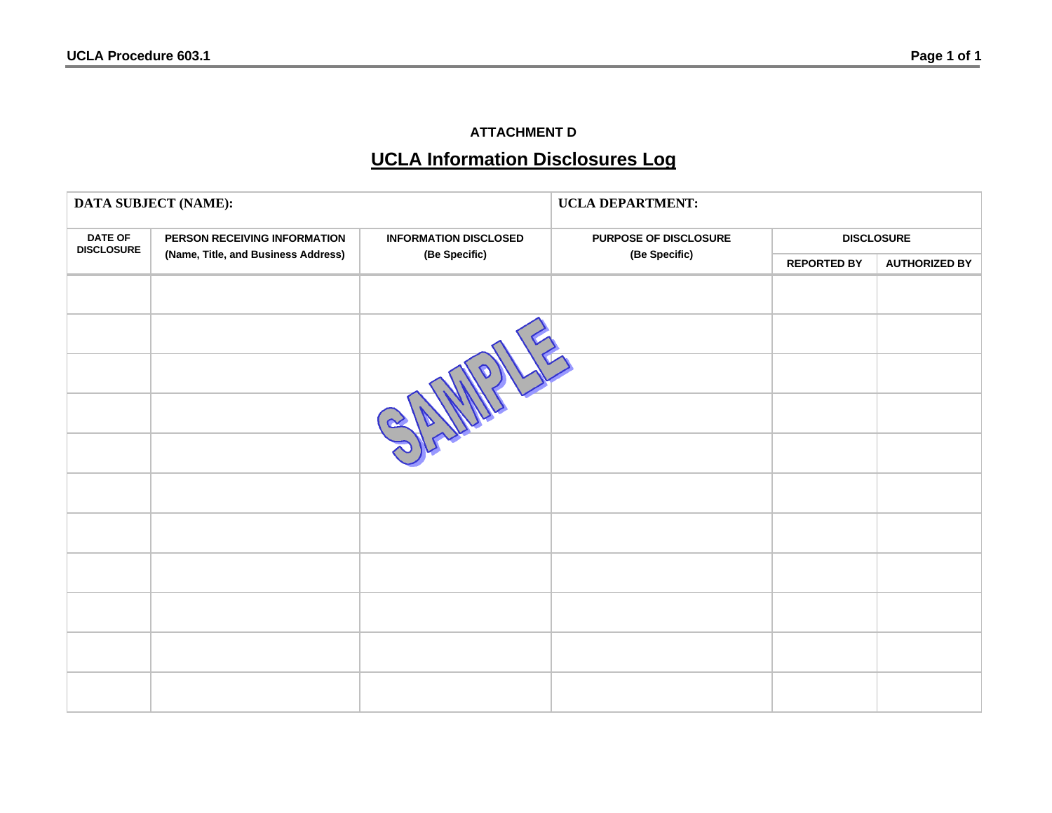**ATTACHMENT D**

# UCLA Information Disclosures Log

| DATA SUBJECT (NAME): | | | UCLA DEPARTMENT: | | |
|---|---|---|---|---|---|
| **DATE OF DISCLOSURE** | **PERSON RECEIVING INFORMATION (Name, Title, and Business Address)** | **INFORMATION DISCLOSED (Be Specific)** | **PURPOSE OF DISCLOSURE (Be Specific)** | **DISCLOSURE** | |
| | | | | **REPORTED BY** | **AUTHORIZED BY** |
| | | | | | |
| | | | | | |
| | | | | | |
| | | | | | |
| | | | | | |
| | | | | | |
| | | | | | |
| | | | | | |
| | | | | | |
| | | | | | |
| | | | | | |

SAMPLE